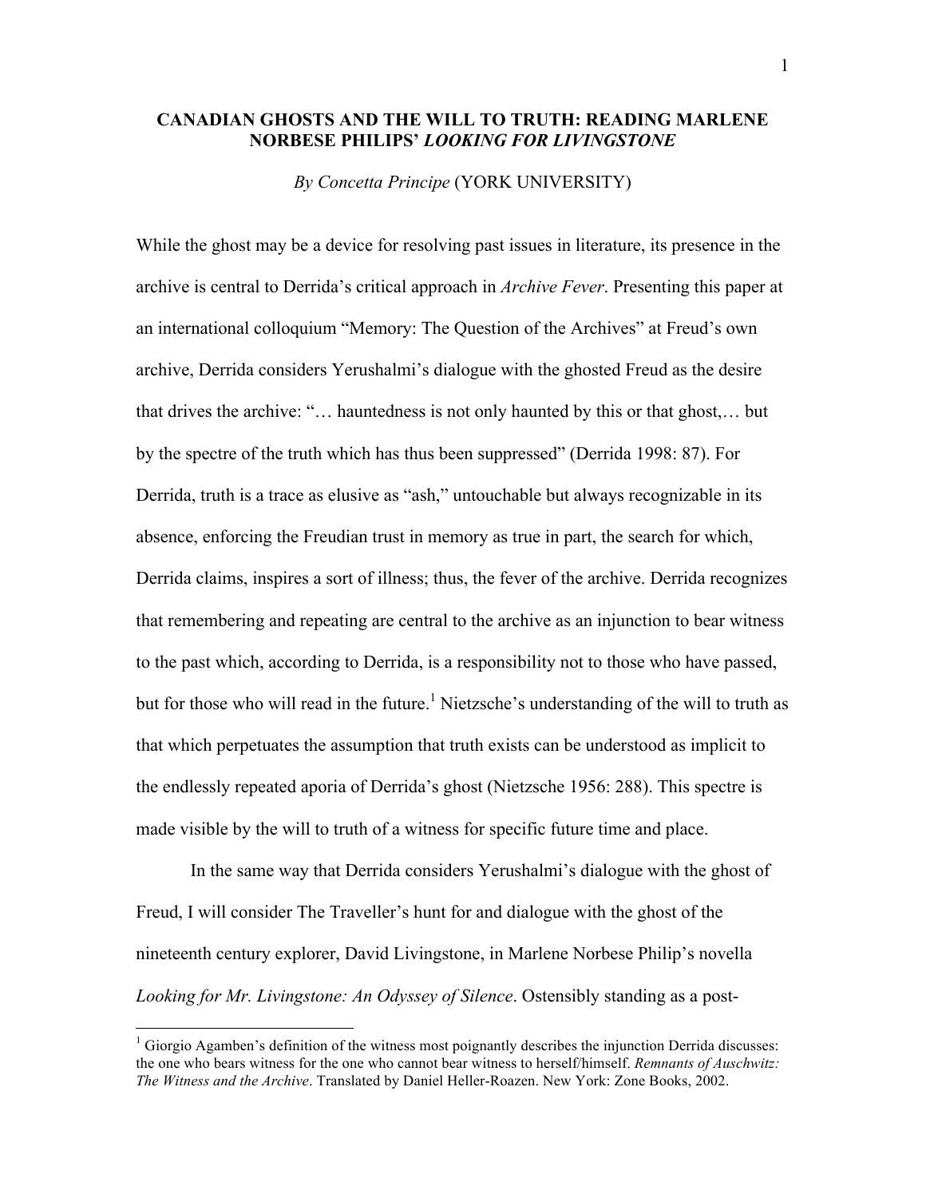# CANADIAN GHOSTS AND THE WILL TO TRUTH: READING MARLENE NORBESE PHILIPS' *LOOKING FOR LIVINGSTONE*

*By Concetta Principe* (YORK UNIVERSITY)

While the ghost may be a device for resolving past issues in literature, its presence in the archive is central to Derrida's critical approach in *Archive Fever*. Presenting this paper at an international colloquium "Memory: The Question of the Archives" at Freud's own archive, Derrida considers Yerushalmi's dialogue with the ghosted Freud as the desire that drives the archive: "… hauntedness is not only haunted by this or that ghost,… but by the spectre of the truth which has thus been suppressed" (Derrida 1998: 87). For Derrida, truth is a trace as elusive as "ash," untouchable but always recognizable in its absence, enforcing the Freudian trust in memory as true in part, the search for which, Derrida claims, inspires a sort of illness; thus, the fever of the archive. Derrida recognizes that remembering and repeating are central to the archive as an injunction to bear witness to the past which, according to Derrida, is a responsibility not to those who have passed, but for those who will read in the future.[1] Nietzsche's understanding of the will to truth as that which perpetuates the assumption that truth exists can be understood as implicit to the endlessly repeated aporia of Derrida's ghost (Nietzsche 1956: 288). This spectre is made visible by the will to truth of a witness for specific future time and place.

In the same way that Derrida considers Yerushalmi's dialogue with the ghost of Freud, I will consider The Traveller's hunt for and dialogue with the ghost of the nineteenth century explorer, David Livingstone, in Marlene Norbese Philip's novella *Looking for Mr. Livingstone: An Odyssey of Silence*. Ostensibly standing as a post-

[1] Giorgio Agamben's definition of the witness most poignantly describes the injunction Derrida discusses: the one who bears witness for the one who cannot bear witness to herself/himself. *Remnants of Auschwitz: The Witness and the Archive*. Translated by Daniel Heller-Roazen. New York: Zone Books, 2002.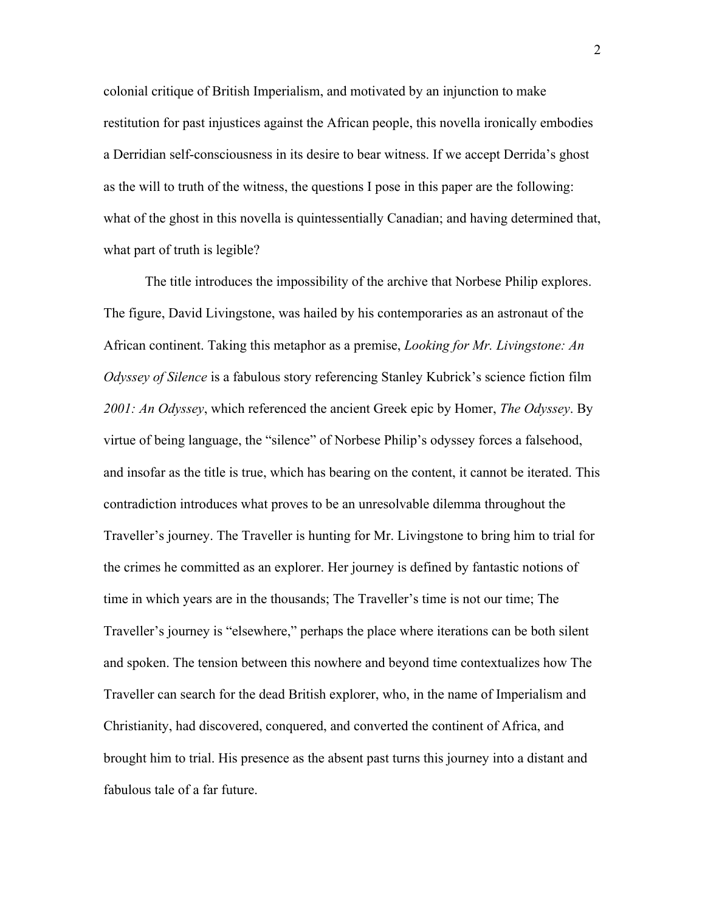colonial critique of British Imperialism, and motivated by an injunction to make restitution for past injustices against the African people, this novella ironically embodies a Derridian self-consciousness in its desire to bear witness. If we accept Derrida's ghost as the will to truth of the witness, the questions I pose in this paper are the following: what of the ghost in this novella is quintessentially Canadian; and having determined that, what part of truth is legible?

The title introduces the impossibility of the archive that Norbese Philip explores. The figure, David Livingstone, was hailed by his contemporaries as an astronaut of the African continent. Taking this metaphor as a premise, *Looking for Mr. Livingstone: An Odyssey of Silence* is a fabulous story referencing Stanley Kubrick's science fiction film *2001: An Odyssey*, which referenced the ancient Greek epic by Homer, *The Odyssey*. By virtue of being language, the "silence" of Norbese Philip's odyssey forces a falsehood, and insofar as the title is true, which has bearing on the content, it cannot be iterated. This contradiction introduces what proves to be an unresolvable dilemma throughout the Traveller's journey. The Traveller is hunting for Mr. Livingstone to bring him to trial for the crimes he committed as an explorer. Her journey is defined by fantastic notions of time in which years are in the thousands; The Traveller's time is not our time; The Traveller's journey is "elsewhere," perhaps the place where iterations can be both silent and spoken. The tension between this nowhere and beyond time contextualizes how The Traveller can search for the dead British explorer, who, in the name of Imperialism and Christianity, had discovered, conquered, and converted the continent of Africa, and brought him to trial. His presence as the absent past turns this journey into a distant and fabulous tale of a far future.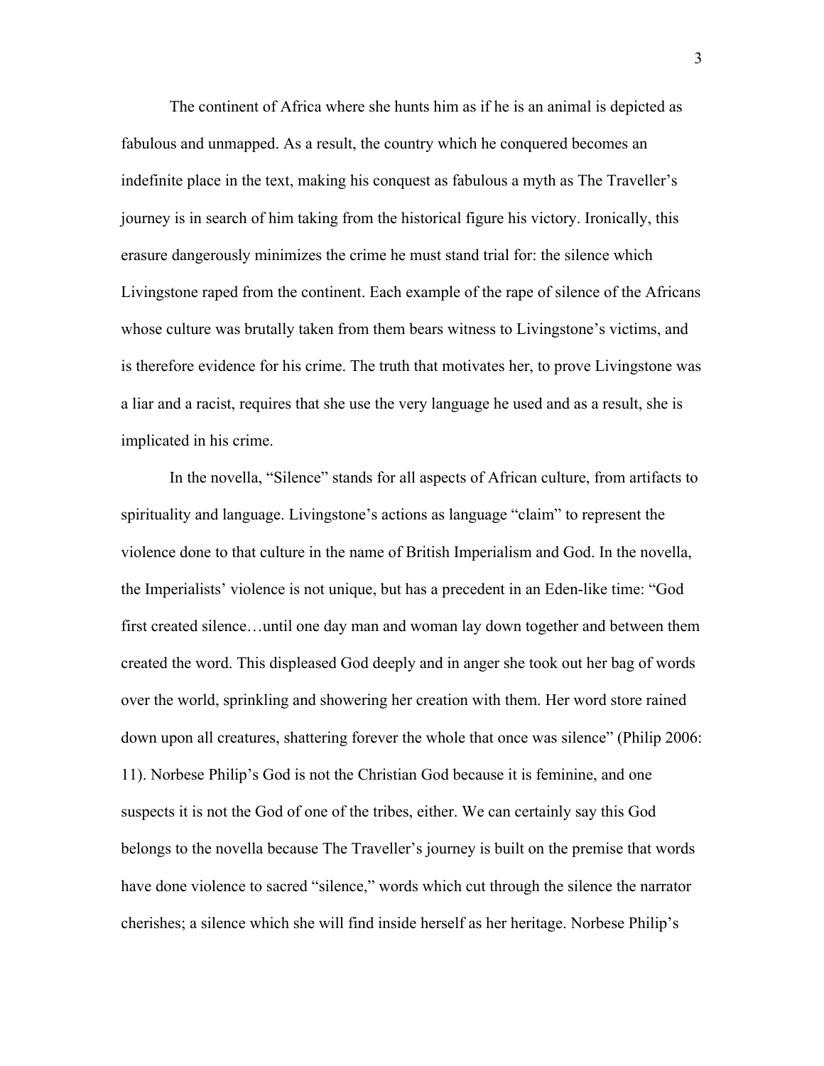The continent of Africa where she hunts him as if he is an animal is depicted as fabulous and unmapped. As a result, the country which he conquered becomes an indefinite place in the text, making his conquest as fabulous a myth as The Traveller's journey is in search of him taking from the historical figure his victory. Ironically, this erasure dangerously minimizes the crime he must stand trial for: the silence which Livingstone raped from the continent. Each example of the rape of silence of the Africans whose culture was brutally taken from them bears witness to Livingstone's victims, and is therefore evidence for his crime. The truth that motivates her, to prove Livingstone was a liar and a racist, requires that she use the very language he used and as a result, she is implicated in his crime.

In the novella, "Silence" stands for all aspects of African culture, from artifacts to spirituality and language. Livingstone's actions as language "claim" to represent the violence done to that culture in the name of British Imperialism and God. In the novella, the Imperialists' violence is not unique, but has a precedent in an Eden-like time: "God first created silence…until one day man and woman lay down together and between them created the word. This displeased God deeply and in anger she took out her bag of words over the world, sprinkling and showering her creation with them. Her word store rained down upon all creatures, shattering forever the whole that once was silence" (Philip 2006: 11). Norbese Philip's God is not the Christian God because it is feminine, and one suspects it is not the God of one of the tribes, either. We can certainly say this God belongs to the novella because The Traveller's journey is built on the premise that words have done violence to sacred "silence," words which cut through the silence the narrator cherishes; a silence which she will find inside herself as her heritage. Norbese Philip's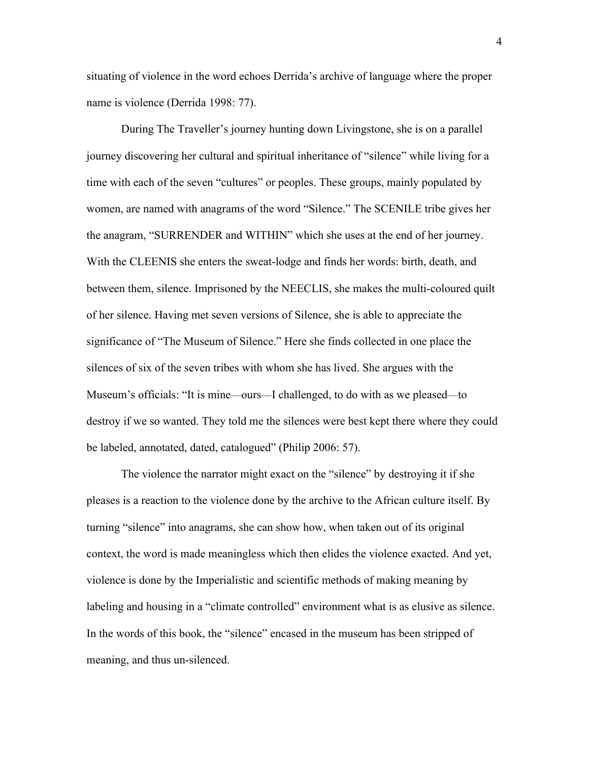situating of violence in the word echoes Derrida's archive of language where the proper name is violence (Derrida 1998: 77).

During The Traveller's journey hunting down Livingstone, she is on a parallel journey discovering her cultural and spiritual inheritance of "silence" while living for a time with each of the seven "cultures" or peoples. These groups, mainly populated by women, are named with anagrams of the word "Silence." The SCENILE tribe gives her the anagram, "SURRENDER and WITHIN" which she uses at the end of her journey. With the CLEENIS she enters the sweat-lodge and finds her words: birth, death, and between them, silence. Imprisoned by the NEECLIS, she makes the multi-coloured quilt of her silence. Having met seven versions of Silence, she is able to appreciate the significance of "The Museum of Silence." Here she finds collected in one place the silences of six of the seven tribes with whom she has lived. She argues with the Museum's officials: "It is mine—ours—I challenged, to do with as we pleased—to destroy if we so wanted. They told me the silences were best kept there where they could be labeled, annotated, dated, catalogued" (Philip 2006: 57).

The violence the narrator might exact on the "silence" by destroying it if she pleases is a reaction to the violence done by the archive to the African culture itself. By turning "silence" into anagrams, she can show how, when taken out of its original context, the word is made meaningless which then elides the violence exacted. And yet, violence is done by the Imperialistic and scientific methods of making meaning by labeling and housing in a "climate controlled" environment what is as elusive as silence. In the words of this book, the "silence" encased in the museum has been stripped of meaning, and thus un-silenced.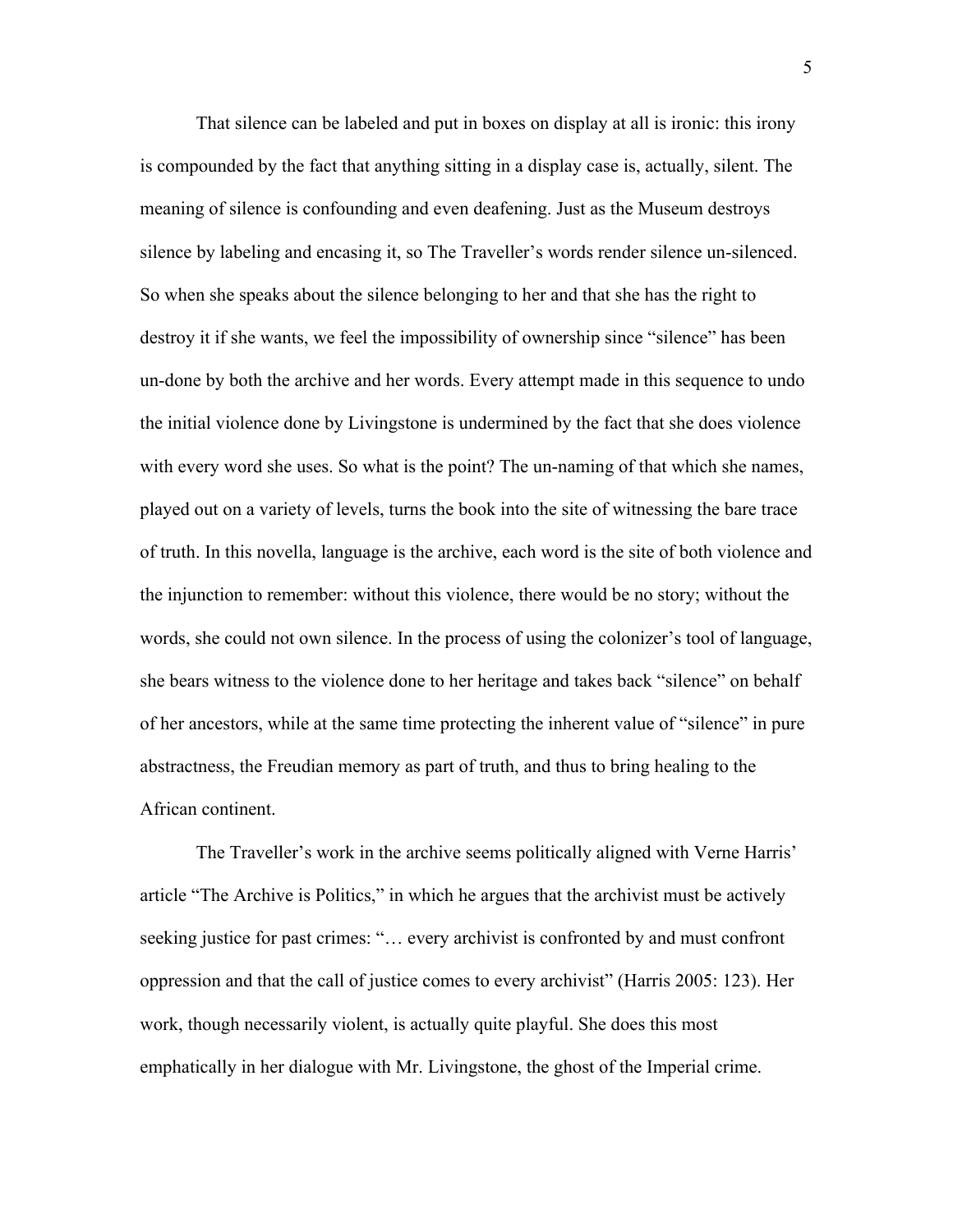That silence can be labeled and put in boxes on display at all is ironic: this irony is compounded by the fact that anything sitting in a display case is, actually, silent. The meaning of silence is confounding and even deafening. Just as the Museum destroys silence by labeling and encasing it, so The Traveller's words render silence un-silenced. So when she speaks about the silence belonging to her and that she has the right to destroy it if she wants, we feel the impossibility of ownership since "silence" has been un-done by both the archive and her words. Every attempt made in this sequence to undo the initial violence done by Livingstone is undermined by the fact that she does violence with every word she uses. So what is the point? The un-naming of that which she names, played out on a variety of levels, turns the book into the site of witnessing the bare trace of truth. In this novella, language is the archive, each word is the site of both violence and the injunction to remember: without this violence, there would be no story; without the words, she could not own silence. In the process of using the colonizer's tool of language, she bears witness to the violence done to her heritage and takes back "silence" on behalf of her ancestors, while at the same time protecting the inherent value of "silence" in pure abstractness, the Freudian memory as part of truth, and thus to bring healing to the African continent.

The Traveller's work in the archive seems politically aligned with Verne Harris' article "The Archive is Politics," in which he argues that the archivist must be actively seeking justice for past crimes: "… every archivist is confronted by and must confront oppression and that the call of justice comes to every archivist" (Harris 2005: 123). Her work, though necessarily violent, is actually quite playful. She does this most emphatically in her dialogue with Mr. Livingstone, the ghost of the Imperial crime.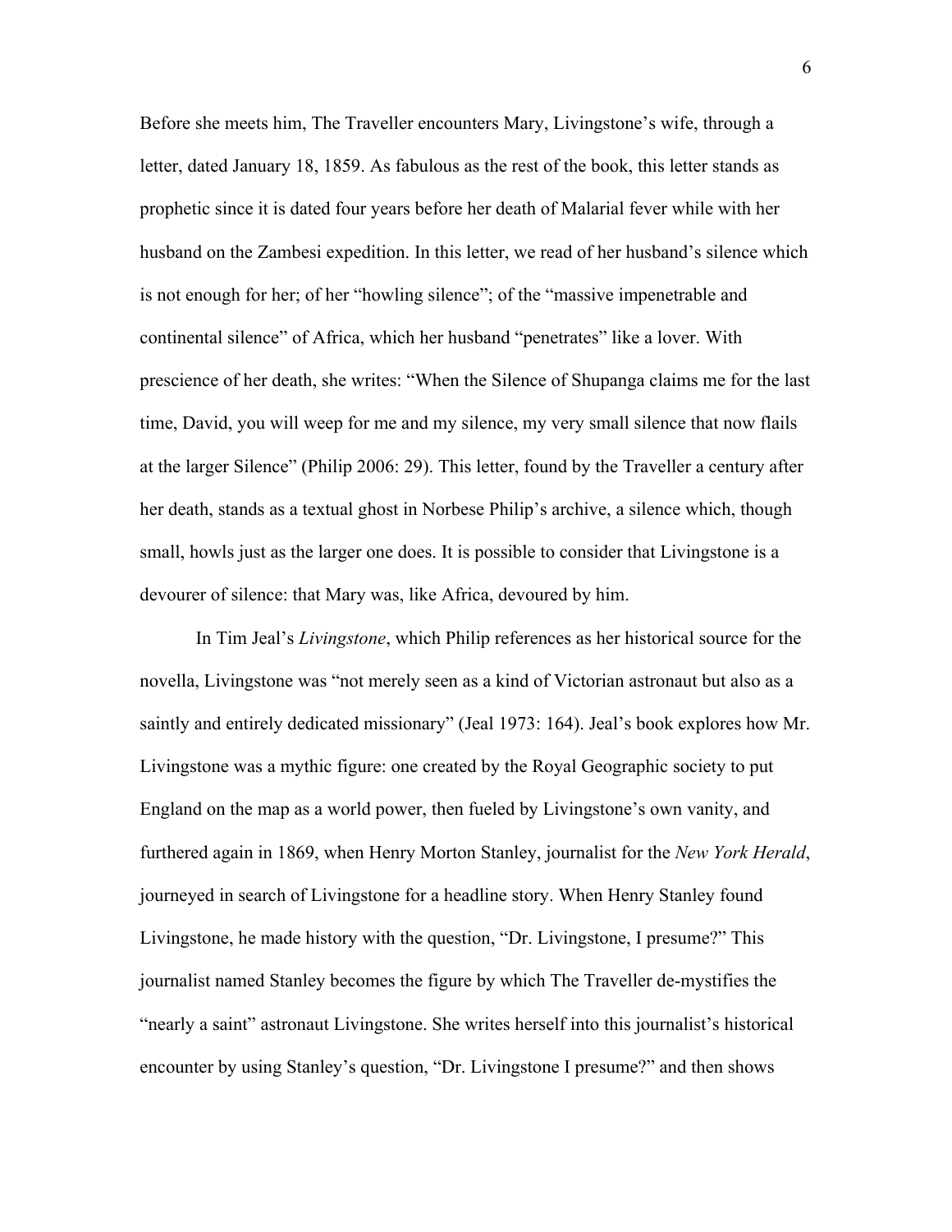Before she meets him, The Traveller encounters Mary, Livingstone's wife, through a letter, dated January 18, 1859. As fabulous as the rest of the book, this letter stands as prophetic since it is dated four years before her death of Malarial fever while with her husband on the Zambesi expedition. In this letter, we read of her husband's silence which is not enough for her; of her "howling silence"; of the "massive impenetrable and continental silence" of Africa, which her husband "penetrates" like a lover. With prescience of her death, she writes: "When the Silence of Shupanga claims me for the last time, David, you will weep for me and my silence, my very small silence that now flails at the larger Silence" (Philip 2006: 29). This letter, found by the Traveller a century after her death, stands as a textual ghost in Norbese Philip's archive, a silence which, though small, howls just as the larger one does. It is possible to consider that Livingstone is a devourer of silence: that Mary was, like Africa, devoured by him.

In Tim Jeal's *Livingstone*, which Philip references as her historical source for the novella, Livingstone was "not merely seen as a kind of Victorian astronaut but also as a saintly and entirely dedicated missionary" (Jeal 1973: 164). Jeal's book explores how Mr. Livingstone was a mythic figure: one created by the Royal Geographic society to put England on the map as a world power, then fueled by Livingstone's own vanity, and furthered again in 1869, when Henry Morton Stanley, journalist for the *New York Herald*, journeyed in search of Livingstone for a headline story. When Henry Stanley found Livingstone, he made history with the question, "Dr. Livingstone, I presume?" This journalist named Stanley becomes the figure by which The Traveller de-mystifies the "nearly a saint" astronaut Livingstone. She writes herself into this journalist's historical encounter by using Stanley's question, "Dr. Livingstone I presume?" and then shows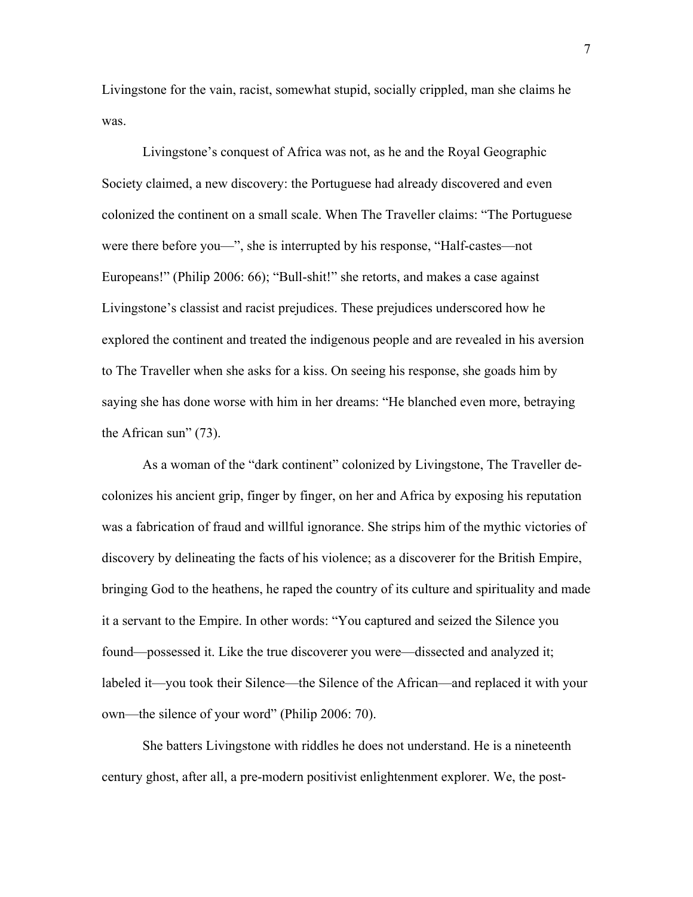Livingstone for the vain, racist, somewhat stupid, socially crippled, man she claims he was.

Livingstone's conquest of Africa was not, as he and the Royal Geographic Society claimed, a new discovery: the Portuguese had already discovered and even colonized the continent on a small scale. When The Traveller claims: "The Portuguese were there before you—", she is interrupted by his response, "Half-castes—not Europeans!" (Philip 2006: 66); "Bull-shit!" she retorts, and makes a case against Livingstone's classist and racist prejudices. These prejudices underscored how he explored the continent and treated the indigenous people and are revealed in his aversion to The Traveller when she asks for a kiss. On seeing his response, she goads him by saying she has done worse with him in her dreams: "He blanched even more, betraying the African sun" (73).

As a woman of the "dark continent" colonized by Livingstone, The Traveller de-colonizes his ancient grip, finger by finger, on her and Africa by exposing his reputation was a fabrication of fraud and willful ignorance. She strips him of the mythic victories of discovery by delineating the facts of his violence; as a discoverer for the British Empire, bringing God to the heathens, he raped the country of its culture and spirituality and made it a servant to the Empire. In other words: "You captured and seized the Silence you found—possessed it. Like the true discoverer you were—dissected and analyzed it; labeled it—you took their Silence—the Silence of the African—and replaced it with your own—the silence of your word" (Philip 2006: 70).

She batters Livingstone with riddles he does not understand. He is a nineteenth century ghost, after all, a pre-modern positivist enlightenment explorer. We, the post-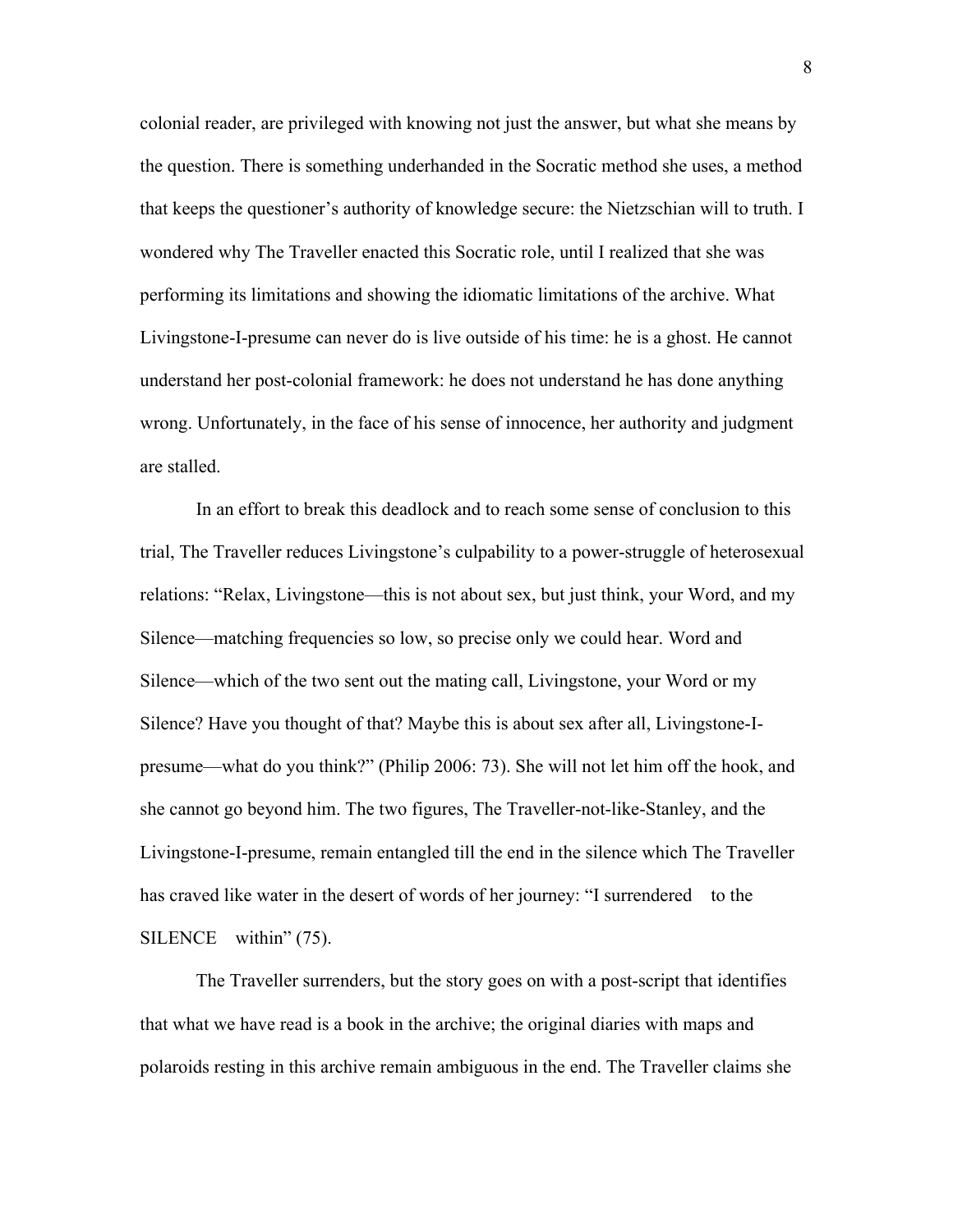colonial reader, are privileged with knowing not just the answer, but what she means by the question. There is something underhanded in the Socratic method she uses, a method that keeps the questioner's authority of knowledge secure: the Nietzschian will to truth. I wondered why The Traveller enacted this Socratic role, until I realized that she was performing its limitations and showing the idiomatic limitations of the archive. What Livingstone-I-presume can never do is live outside of his time: he is a ghost. He cannot understand her post-colonial framework: he does not understand he has done anything wrong. Unfortunately, in the face of his sense of innocence, her authority and judgment are stalled.

In an effort to break this deadlock and to reach some sense of conclusion to this trial, The Traveller reduces Livingstone's culpability to a power-struggle of heterosexual relations: "Relax, Livingstone—this is not about sex, but just think, your Word, and my Silence—matching frequencies so low, so precise only we could hear. Word and Silence—which of the two sent out the mating call, Livingstone, your Word or my Silence? Have you thought of that? Maybe this is about sex after all, Livingstone-I-presume—what do you think?" (Philip 2006: 73). She will not let him off the hook, and she cannot go beyond him. The two figures, The Traveller-not-like-Stanley, and the Livingstone-I-presume, remain entangled till the end in the silence which The Traveller has craved like water in the desert of words of her journey: "I surrendered    to the SILENCE    within" (75).

The Traveller surrenders, but the story goes on with a post-script that identifies that what we have read is a book in the archive; the original diaries with maps and polaroids resting in this archive remain ambiguous in the end. The Traveller claims she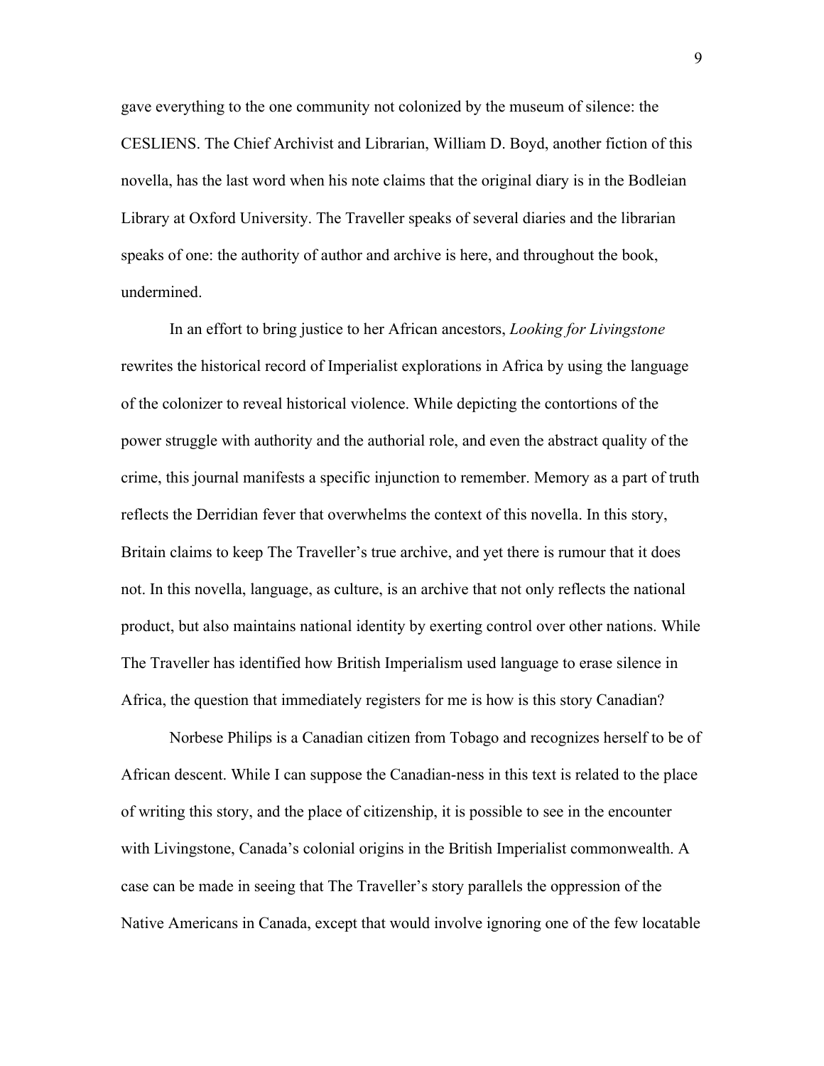gave everything to the one community not colonized by the museum of silence: the CESLIENS. The Chief Archivist and Librarian, William D. Boyd, another fiction of this novella, has the last word when his note claims that the original diary is in the Bodleian Library at Oxford University. The Traveller speaks of several diaries and the librarian speaks of one: the authority of author and archive is here, and throughout the book, undermined.

In an effort to bring justice to her African ancestors, *Looking for Livingstone* rewrites the historical record of Imperialist explorations in Africa by using the language of the colonizer to reveal historical violence. While depicting the contortions of the power struggle with authority and the authorial role, and even the abstract quality of the crime, this journal manifests a specific injunction to remember. Memory as a part of truth reflects the Derridian fever that overwhelms the context of this novella. In this story, Britain claims to keep The Traveller's true archive, and yet there is rumour that it does not. In this novella, language, as culture, is an archive that not only reflects the national product, but also maintains national identity by exerting control over other nations. While The Traveller has identified how British Imperialism used language to erase silence in Africa, the question that immediately registers for me is how is this story Canadian?

Norbese Philips is a Canadian citizen from Tobago and recognizes herself to be of African descent. While I can suppose the Canadian-ness in this text is related to the place of writing this story, and the place of citizenship, it is possible to see in the encounter with Livingstone, Canada's colonial origins in the British Imperialist commonwealth. A case can be made in seeing that The Traveller's story parallels the oppression of the Native Americans in Canada, except that would involve ignoring one of the few locatable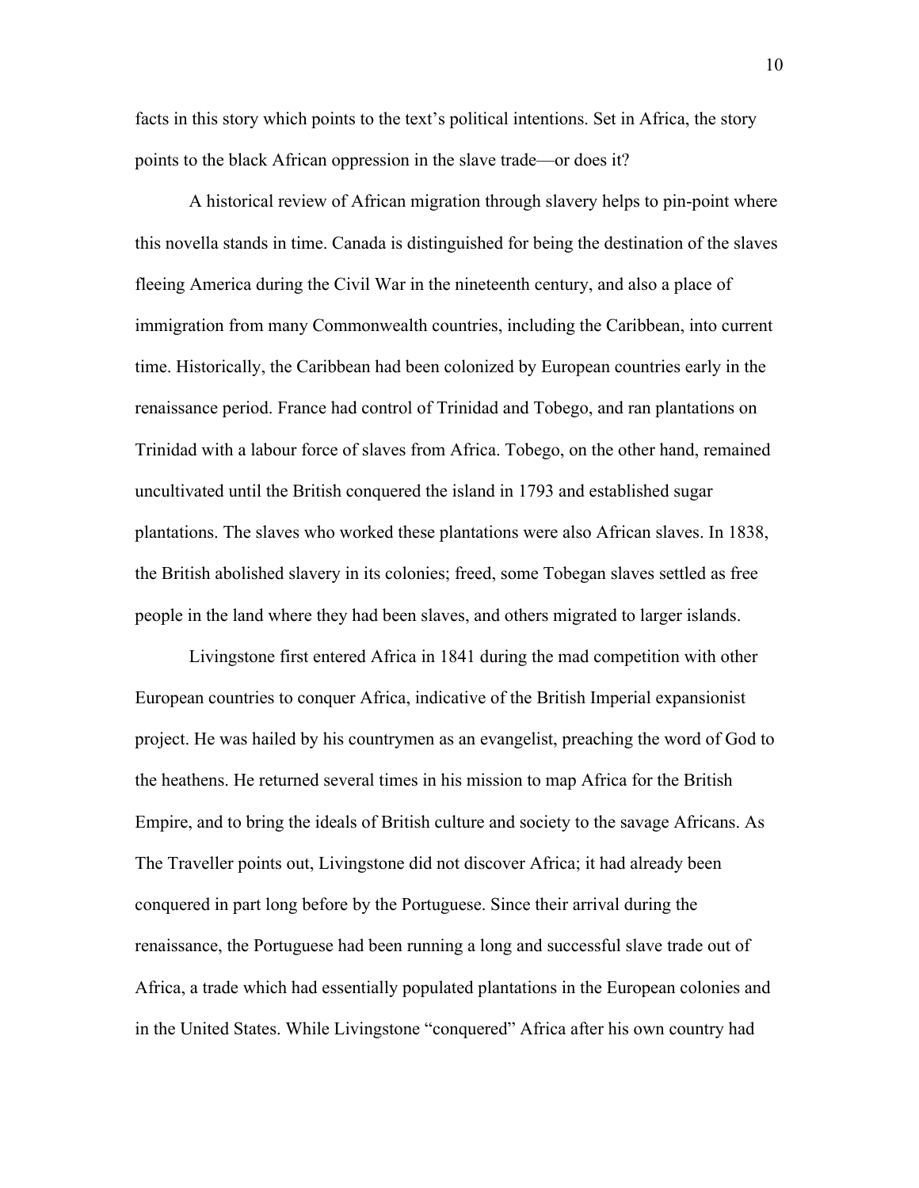facts in this story which points to the text's political intentions. Set in Africa, the story points to the black African oppression in the slave trade—or does it?

A historical review of African migration through slavery helps to pin-point where this novella stands in time. Canada is distinguished for being the destination of the slaves fleeing America during the Civil War in the nineteenth century, and also a place of immigration from many Commonwealth countries, including the Caribbean, into current time. Historically, the Caribbean had been colonized by European countries early in the renaissance period. France had control of Trinidad and Tobego, and ran plantations on Trinidad with a labour force of slaves from Africa. Tobego, on the other hand, remained uncultivated until the British conquered the island in 1793 and established sugar plantations. The slaves who worked these plantations were also African slaves. In 1838, the British abolished slavery in its colonies; freed, some Tobegan slaves settled as free people in the land where they had been slaves, and others migrated to larger islands.

Livingstone first entered Africa in 1841 during the mad competition with other European countries to conquer Africa, indicative of the British Imperial expansionist project. He was hailed by his countrymen as an evangelist, preaching the word of God to the heathens. He returned several times in his mission to map Africa for the British Empire, and to bring the ideals of British culture and society to the savage Africans. As The Traveller points out, Livingstone did not discover Africa; it had already been conquered in part long before by the Portuguese. Since their arrival during the renaissance, the Portuguese had been running a long and successful slave trade out of Africa, a trade which had essentially populated plantations in the European colonies and in the United States. While Livingstone "conquered" Africa after his own country had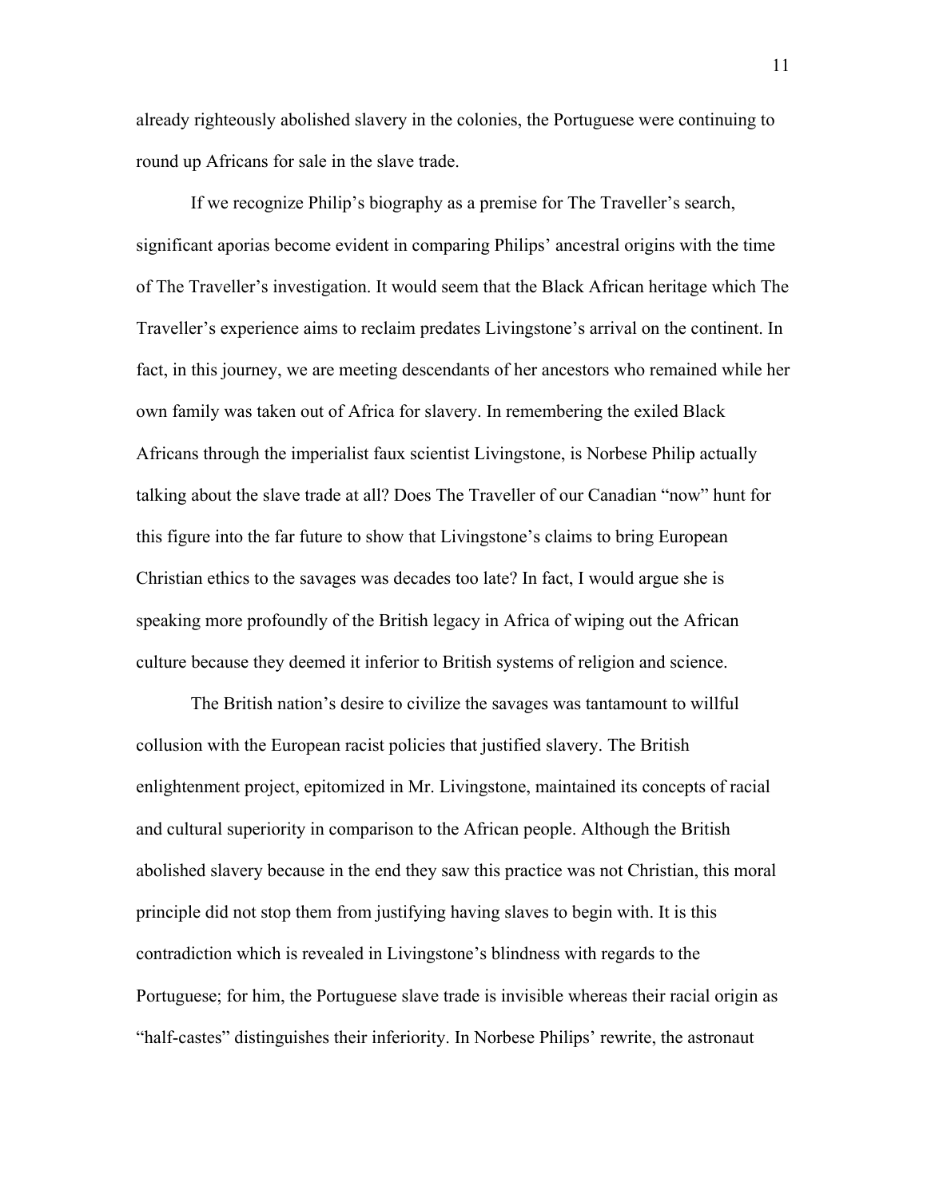already righteously abolished slavery in the colonies, the Portuguese were continuing to round up Africans for sale in the slave trade.

If we recognize Philip's biography as a premise for The Traveller's search, significant aporias become evident in comparing Philips' ancestral origins with the time of The Traveller's investigation. It would seem that the Black African heritage which The Traveller's experience aims to reclaim predates Livingstone's arrival on the continent. In fact, in this journey, we are meeting descendants of her ancestors who remained while her own family was taken out of Africa for slavery. In remembering the exiled Black Africans through the imperialist faux scientist Livingstone, is Norbese Philip actually talking about the slave trade at all? Does The Traveller of our Canadian "now" hunt for this figure into the far future to show that Livingstone's claims to bring European Christian ethics to the savages was decades too late? In fact, I would argue she is speaking more profoundly of the British legacy in Africa of wiping out the African culture because they deemed it inferior to British systems of religion and science.

The British nation's desire to civilize the savages was tantamount to willful collusion with the European racist policies that justified slavery. The British enlightenment project, epitomized in Mr. Livingstone, maintained its concepts of racial and cultural superiority in comparison to the African people. Although the British abolished slavery because in the end they saw this practice was not Christian, this moral principle did not stop them from justifying having slaves to begin with. It is this contradiction which is revealed in Livingstone's blindness with regards to the Portuguese; for him, the Portuguese slave trade is invisible whereas their racial origin as "half-castes" distinguishes their inferiority. In Norbese Philips' rewrite, the astronaut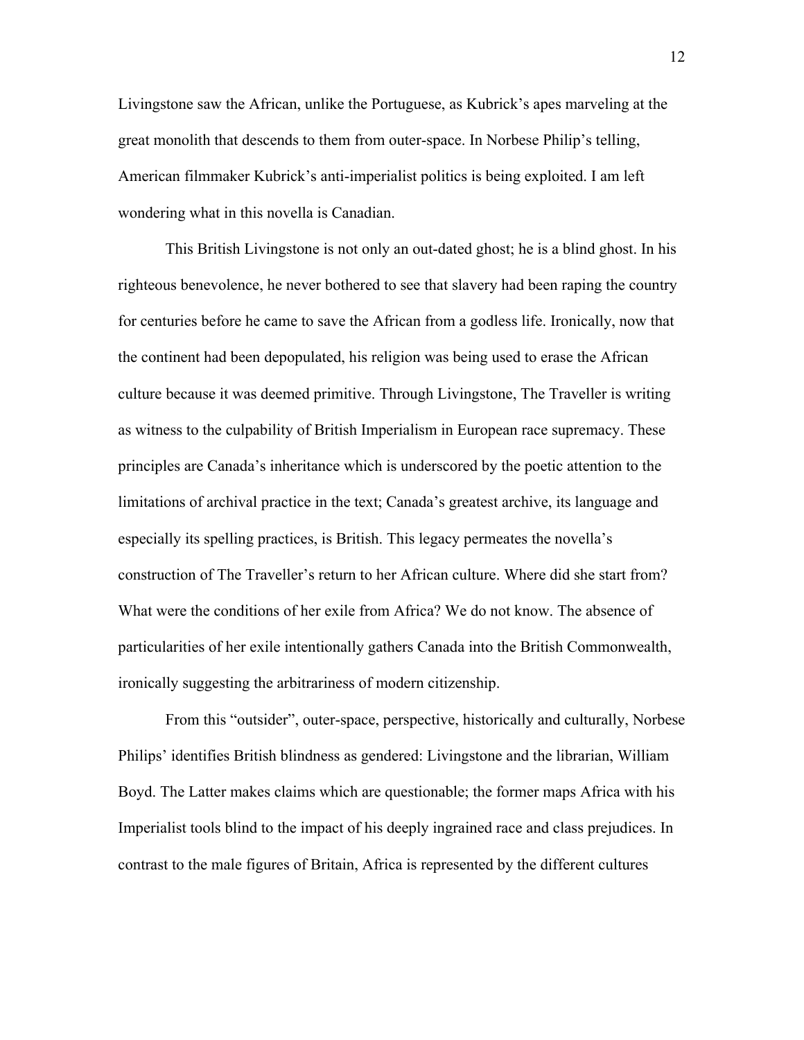Livingstone saw the African, unlike the Portuguese, as Kubrick's apes marveling at the great monolith that descends to them from outer-space. In Norbese Philip's telling, American filmmaker Kubrick's anti-imperialist politics is being exploited. I am left wondering what in this novella is Canadian.

This British Livingstone is not only an out-dated ghost; he is a blind ghost. In his righteous benevolence, he never bothered to see that slavery had been raping the country for centuries before he came to save the African from a godless life. Ironically, now that the continent had been depopulated, his religion was being used to erase the African culture because it was deemed primitive. Through Livingstone, The Traveller is writing as witness to the culpability of British Imperialism in European race supremacy. These principles are Canada's inheritance which is underscored by the poetic attention to the limitations of archival practice in the text; Canada's greatest archive, its language and especially its spelling practices, is British. This legacy permeates the novella's construction of The Traveller's return to her African culture. Where did she start from? What were the conditions of her exile from Africa? We do not know. The absence of particularities of her exile intentionally gathers Canada into the British Commonwealth, ironically suggesting the arbitrariness of modern citizenship.

From this "outsider", outer-space, perspective, historically and culturally, Norbese Philips' identifies British blindness as gendered: Livingstone and the librarian, William Boyd. The Latter makes claims which are questionable; the former maps Africa with his Imperialist tools blind to the impact of his deeply ingrained race and class prejudices. In contrast to the male figures of Britain, Africa is represented by the different cultures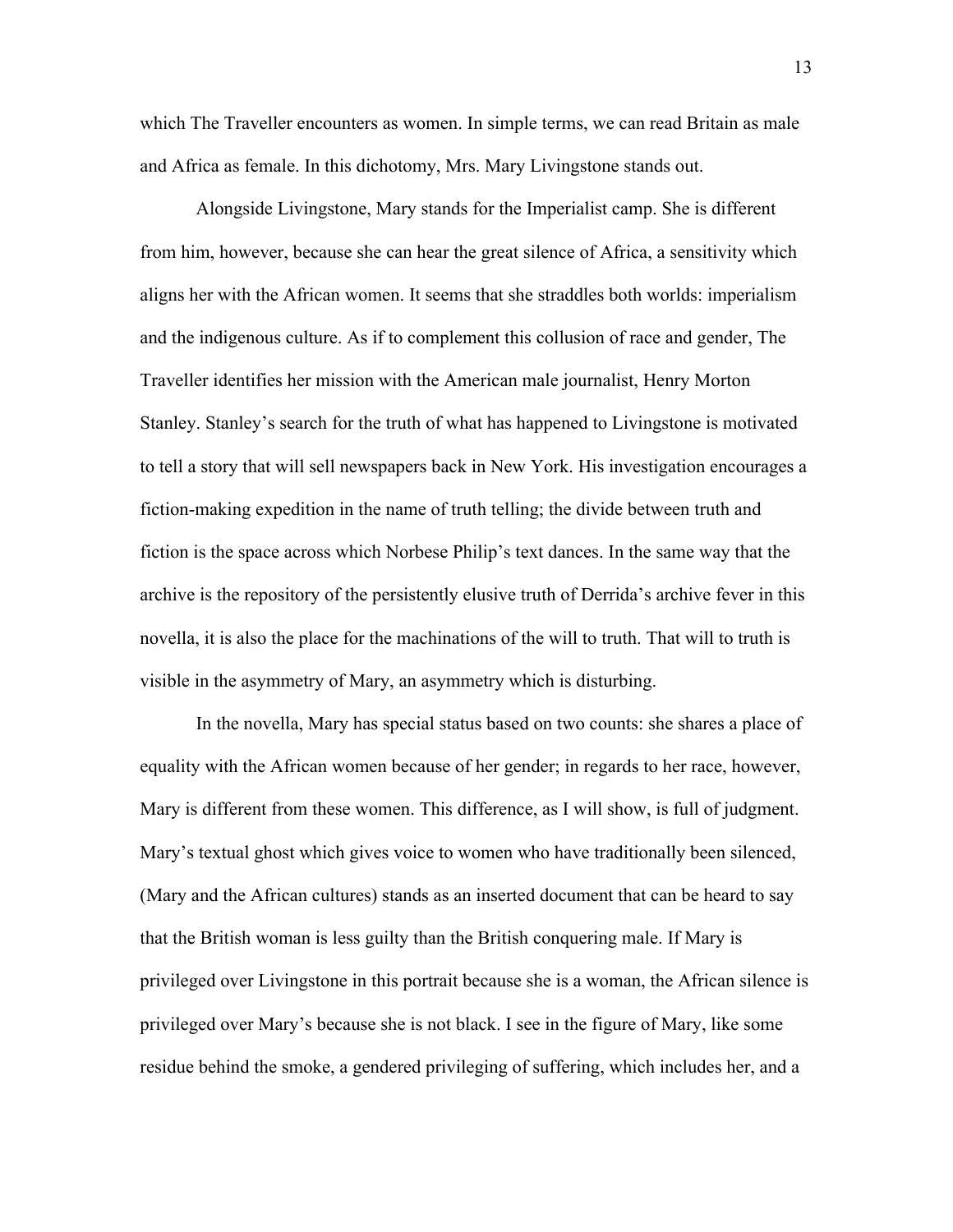which The Traveller encounters as women. In simple terms, we can read Britain as male and Africa as female. In this dichotomy, Mrs. Mary Livingstone stands out.

Alongside Livingstone, Mary stands for the Imperialist camp. She is different from him, however, because she can hear the great silence of Africa, a sensitivity which aligns her with the African women. It seems that she straddles both worlds: imperialism and the indigenous culture. As if to complement this collusion of race and gender, The Traveller identifies her mission with the American male journalist, Henry Morton Stanley. Stanley's search for the truth of what has happened to Livingstone is motivated to tell a story that will sell newspapers back in New York. His investigation encourages a fiction-making expedition in the name of truth telling; the divide between truth and fiction is the space across which Norbese Philip's text dances. In the same way that the archive is the repository of the persistently elusive truth of Derrida's archive fever in this novella, it is also the place for the machinations of the will to truth. That will to truth is visible in the asymmetry of Mary, an asymmetry which is disturbing.

In the novella, Mary has special status based on two counts: she shares a place of equality with the African women because of her gender; in regards to her race, however, Mary is different from these women. This difference, as I will show, is full of judgment. Mary's textual ghost which gives voice to women who have traditionally been silenced, (Mary and the African cultures) stands as an inserted document that can be heard to say that the British woman is less guilty than the British conquering male. If Mary is privileged over Livingstone in this portrait because she is a woman, the African silence is privileged over Mary's because she is not black. I see in the figure of Mary, like some residue behind the smoke, a gendered privileging of suffering, which includes her, and a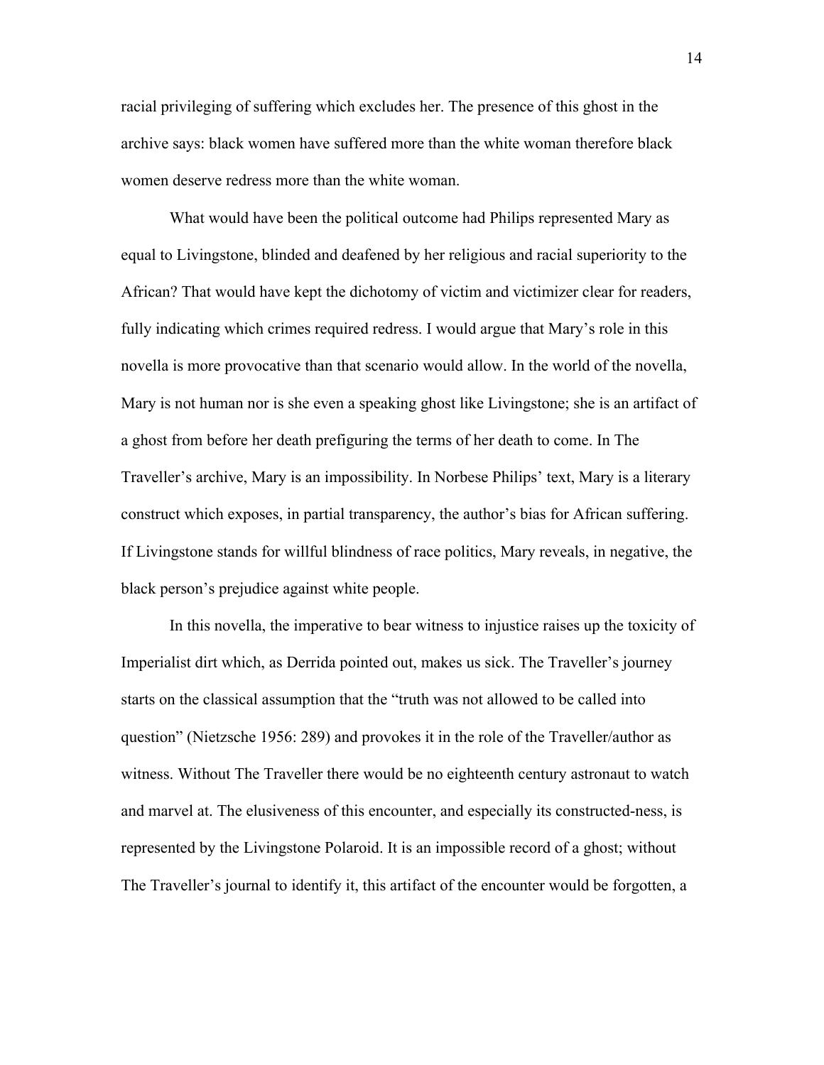racial privileging of suffering which excludes her. The presence of this ghost in the archive says: black women have suffered more than the white woman therefore black women deserve redress more than the white woman.

What would have been the political outcome had Philips represented Mary as equal to Livingstone, blinded and deafened by her religious and racial superiority to the African? That would have kept the dichotomy of victim and victimizer clear for readers, fully indicating which crimes required redress. I would argue that Mary's role in this novella is more provocative than that scenario would allow. In the world of the novella, Mary is not human nor is she even a speaking ghost like Livingstone; she is an artifact of a ghost from before her death prefiguring the terms of her death to come. In The Traveller's archive, Mary is an impossibility. In Norbese Philips' text, Mary is a literary construct which exposes, in partial transparency, the author's bias for African suffering. If Livingstone stands for willful blindness of race politics, Mary reveals, in negative, the black person's prejudice against white people.

In this novella, the imperative to bear witness to injustice raises up the toxicity of Imperialist dirt which, as Derrida pointed out, makes us sick. The Traveller's journey starts on the classical assumption that the "truth was not allowed to be called into question" (Nietzsche 1956: 289) and provokes it in the role of the Traveller/author as witness. Without The Traveller there would be no eighteenth century astronaut to watch and marvel at. The elusiveness of this encounter, and especially its constructed-ness, is represented by the Livingstone Polaroid. It is an impossible record of a ghost; without The Traveller's journal to identify it, this artifact of the encounter would be forgotten, a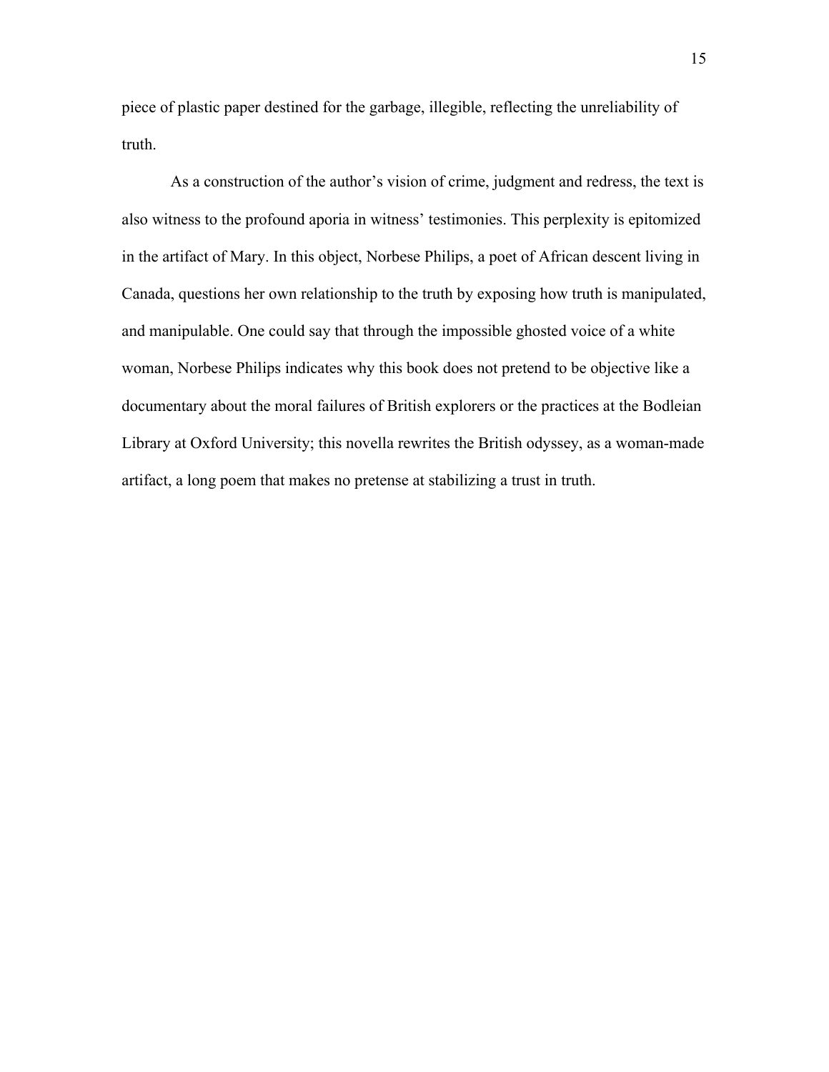piece of plastic paper destined for the garbage, illegible, reflecting the unreliability of truth.

As a construction of the author's vision of crime, judgment and redress, the text is also witness to the profound aporia in witness' testimonies. This perplexity is epitomized in the artifact of Mary. In this object, Norbese Philips, a poet of African descent living in Canada, questions her own relationship to the truth by exposing how truth is manipulated, and manipulable. One could say that through the impossible ghosted voice of a white woman, Norbese Philips indicates why this book does not pretend to be objective like a documentary about the moral failures of British explorers or the practices at the Bodleian Library at Oxford University; this novella rewrites the British odyssey, as a woman-made artifact, a long poem that makes no pretense at stabilizing a trust in truth.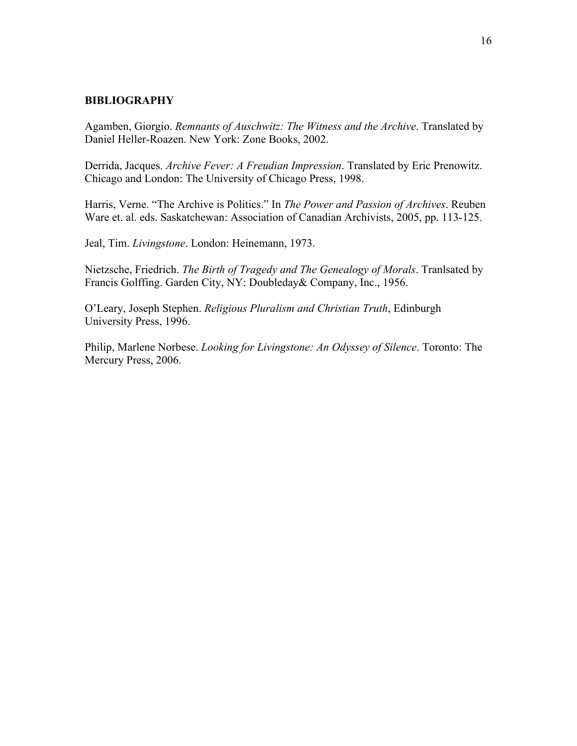**BIBLIOGRAPHY**

Agamben, Giorgio. *Remnants of Auschwitz: The Witness and the Archive*. Translated by Daniel Heller-Roazen. New York: Zone Books, 2002.

Derrida, Jacques. *Archive Fever: A Freudian Impression*. Translated by Eric Prenowitz. Chicago and London: The University of Chicago Press, 1998.

Harris, Verne. "The Archive is Politics." In *The Power and Passion of Archives*. Reuben Ware et. al. eds. Saskatchewan: Association of Canadian Archivists, 2005, pp. 113-125.

Jeal, Tim. *Livingstone*. London: Heinemann, 1973.

Nietzsche, Friedrich. *The Birth of Tragedy and The Genealogy of Morals*. Tranlsated by Francis Golffing. Garden City, NY: Doubleday& Company, Inc., 1956.

O'Leary, Joseph Stephen. *Religious Pluralism and Christian Truth*, Edinburgh University Press, 1996.

Philip, Marlene Norbese. *Looking for Livingstone: An Odyssey of Silence*. Toronto: The Mercury Press, 2006.